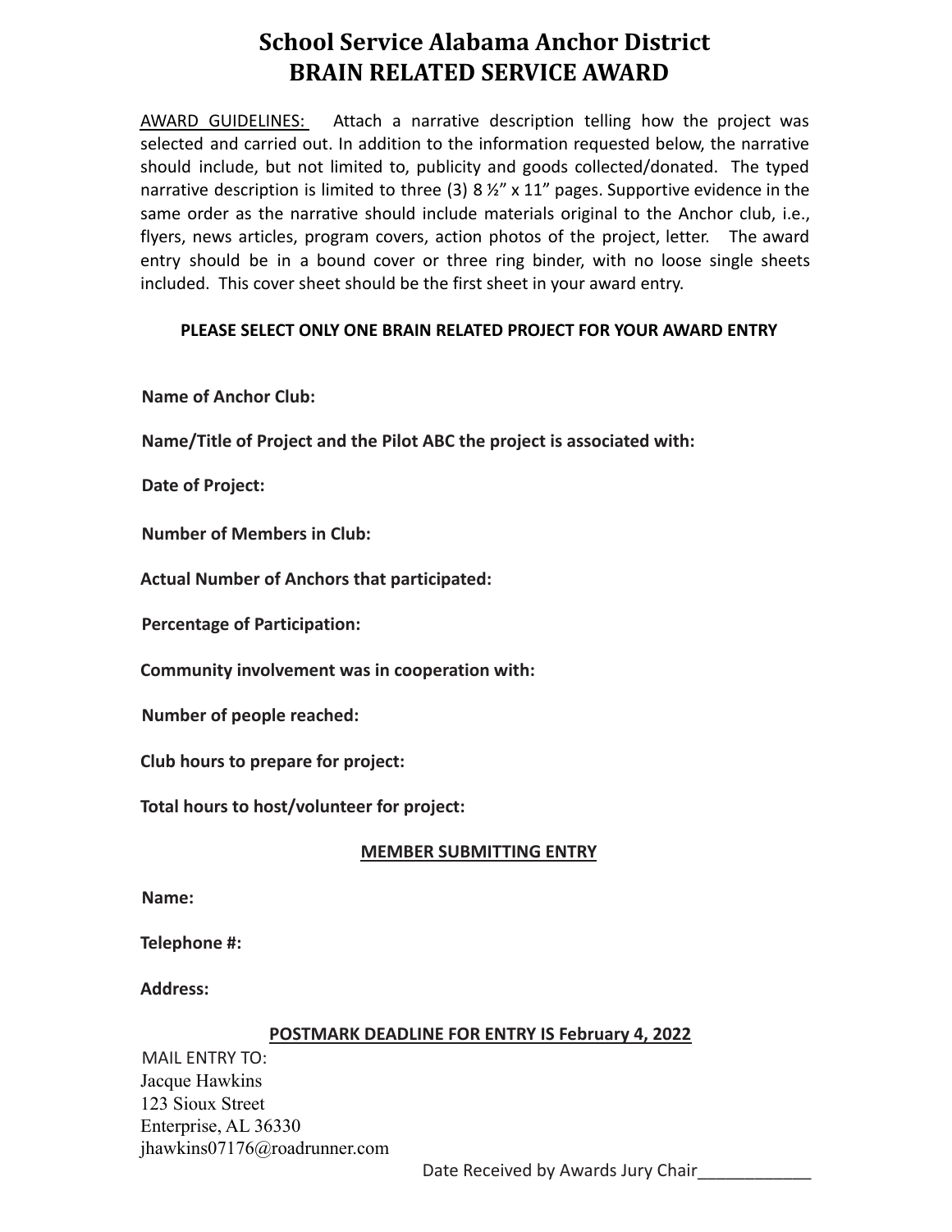# School Service Alabama Anchor District
# BRAIN RELATED SERVICE AWARD

AWARD GUIDELINES: Attach a narrative description telling how the project was selected and carried out. In addition to the information requested below, the narrative should include, but not limited to, publicity and goods collected/donated. The typed narrative description is limited to three (3) 8 ½" x 11" pages. Supportive evidence in the same order as the narrative should include materials original to the Anchor club, i.e., flyers, news articles, program covers, action photos of the project, letter. The award entry should be in a bound cover or three ring binder, with no loose single sheets included. This cover sheet should be the first sheet in your award entry.

**PLEASE SELECT ONLY ONE BRAIN RELATED PROJECT FOR YOUR AWARD ENTRY**

**Name of Anchor Club:**

**Name/Title of Project and the Pilot ABC the project is associated with:**

**Date of Project:**

**Number of Members in Club:**

**Actual Number of Anchors that participated:**

**Percentage of Participation:**

**Community involvement was in cooperation with:**

**Number of people reached:**

**Club hours to prepare for project:**

**Total hours to host/volunteer for project:**

**MEMBER SUBMITTING ENTRY**

**Name:**

**Telephone #:**

**Address:**

**POSTMARK DEADLINE FOR ENTRY IS February 4, 2022**

MAIL ENTRY TO:
Jacque Hawkins
123 Sioux Street
Enterprise, AL 36330
jhawkins07176@roadrunner.com

Date Received by Awards Jury Chair____________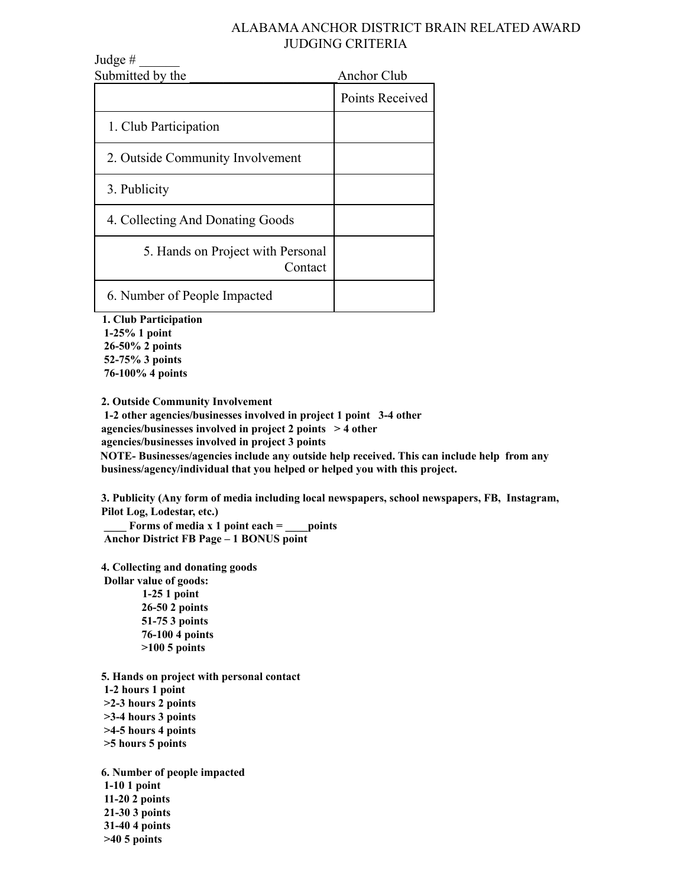# ALABAMA ANCHOR DISTRICT BRAIN RELATED AWARD JUDGING CRITERIA

Judge # ______

Submitted by the ______________________ Anchor Club

| | Points Received |
|---|---|
| 1. Club Participation | |
| 2. Outside Community Involvement | |
| 3. Publicity | |
| 4. Collecting And Donating Goods | |
| 5. Hands on Project with Personal Contact | |
| 6. Number of People Impacted | |

**1. Club Participation**
**1-25% 1 point**
**26-50% 2 points**
**52-75% 3 points**
**76-100% 4 points**

**2. Outside Community Involvement**
**1-2 other agencies/businesses involved in project 1 point 3-4 other agencies/businesses involved in project 2 points > 4 other agencies/businesses involved in project 3 points**
**NOTE- Businesses/agencies include any outside help received. This can include help from any business/agency/individual that you helped or helped you with this project.**

**3. Publicity (Any form of media including local newspapers, school newspapers, FB, Instagram, Pilot Log, Lodestar, etc.)**
**____ Forms of media x 1 point each = ____points**
**Anchor District FB Page – 1 BONUS point**

**4. Collecting and donating goods**
**Dollar value of goods:**
**1-25 1 point**
**26-50 2 points**
**51-75 3 points**
**76-100 4 points**
**>100 5 points**

**5. Hands on project with personal contact**
**1-2 hours 1 point**
**>2-3 hours 2 points**
**>3-4 hours 3 points**
**>4-5 hours 4 points**
**>5 hours 5 points**

**6. Number of people impacted**
**1-10 1 point**
**11-20 2 points**
**21-30 3 points**
**31-40 4 points**
**>40 5 points**